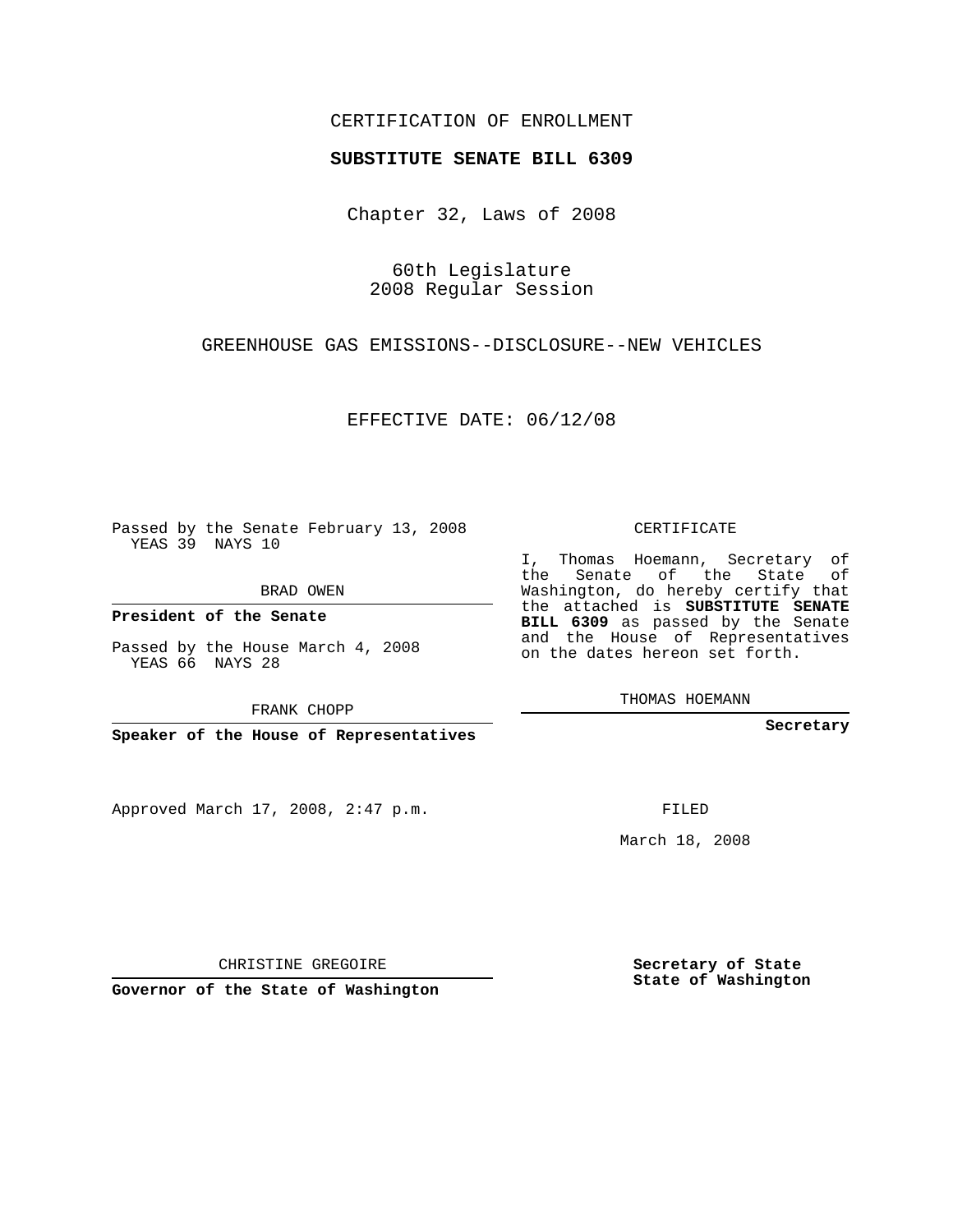CERTIFICATION OF ENROLLMENT

**SUBSTITUTE SENATE BILL 6309**

Chapter 32, Laws of 2008

60th Legislature
2008 Regular Session

GREENHOUSE GAS EMISSIONS--DISCLOSURE--NEW VEHICLES

EFFECTIVE DATE: 06/12/08

Passed by the Senate February 13, 2008
YEAS 39 NAYS 10

BRAD OWEN

**President of the Senate**

Passed by the House March 4, 2008
YEAS 66 NAYS 28

FRANK CHOPP

**Speaker of the House of Representatives**

CERTIFICATE

I, Thomas Hoemann, Secretary of the Senate of the State of Washington, do hereby certify that the attached is **SUBSTITUTE SENATE BILL 6309** as passed by the Senate and the House of Representatives on the dates hereon set forth.

THOMAS HOEMANN

**Secretary**

Approved March 17, 2008, 2:47 p.m.

FILED

March 18, 2008

CHRISTINE GREGOIRE

**Governor of the State of Washington**

**Secretary of State State of Washington**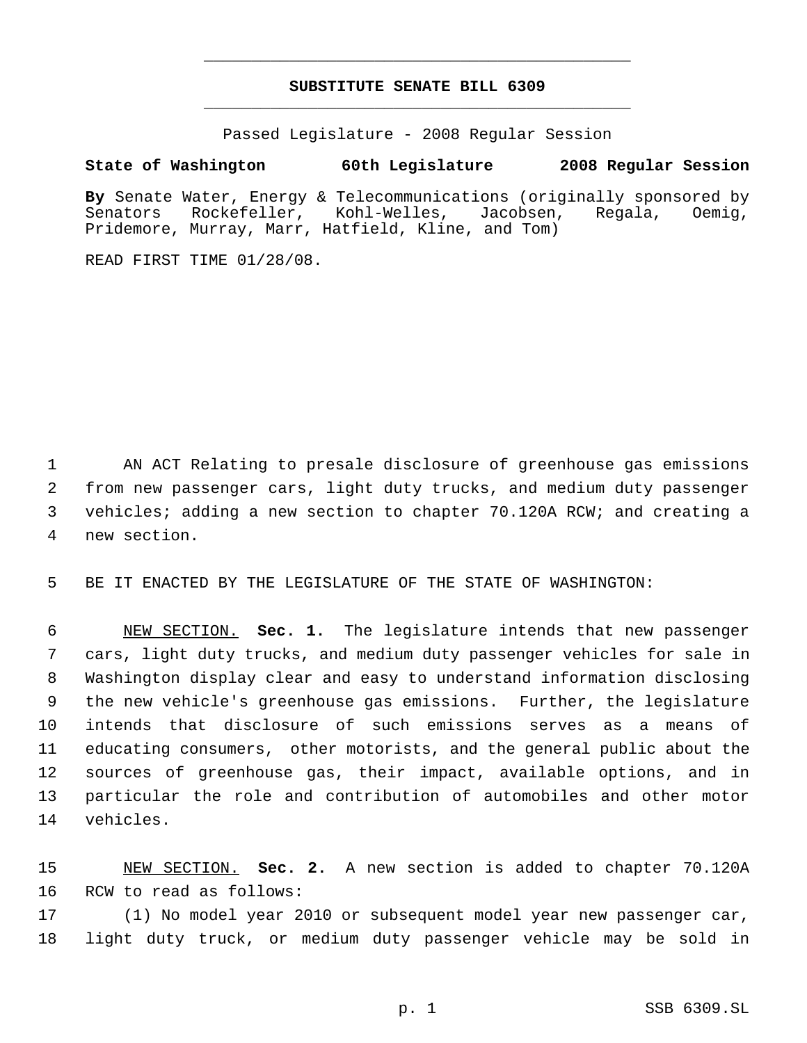**SUBSTITUTE SENATE BILL 6309**

Passed Legislature - 2008 Regular Session

**State of Washington 60th Legislature 2008 Regular Session**

**By** Senate Water, Energy & Telecommunications (originally sponsored by Senators Rockefeller, Kohl-Welles, Jacobsen, Regala, Oemig, Pridemore, Murray, Marr, Hatfield, Kline, and Tom)

READ FIRST TIME 01/28/08.

1 AN ACT Relating to presale disclosure of greenhouse gas emissions
2 from new passenger cars, light duty trucks, and medium duty passenger
3 vehicles; adding a new section to chapter 70.120A RCW; and creating a
4 new section.

5 BE IT ENACTED BY THE LEGISLATURE OF THE STATE OF WASHINGTON:

6 NEW SECTION. **Sec. 1.** The legislature intends that new passenger
7 cars, light duty trucks, and medium duty passenger vehicles for sale in
8 Washington display clear and easy to understand information disclosing
9 the new vehicle's greenhouse gas emissions. Further, the legislature
10 intends that disclosure of such emissions serves as a means of
11 educating consumers, other motorists, and the general public about the
12 sources of greenhouse gas, their impact, available options, and in
13 particular the role and contribution of automobiles and other motor
14 vehicles.

15 NEW SECTION. **Sec. 2.** A new section is added to chapter 70.120A
16 RCW to read as follows:

17 (1) No model year 2010 or subsequent model year new passenger car,
18 light duty truck, or medium duty passenger vehicle may be sold in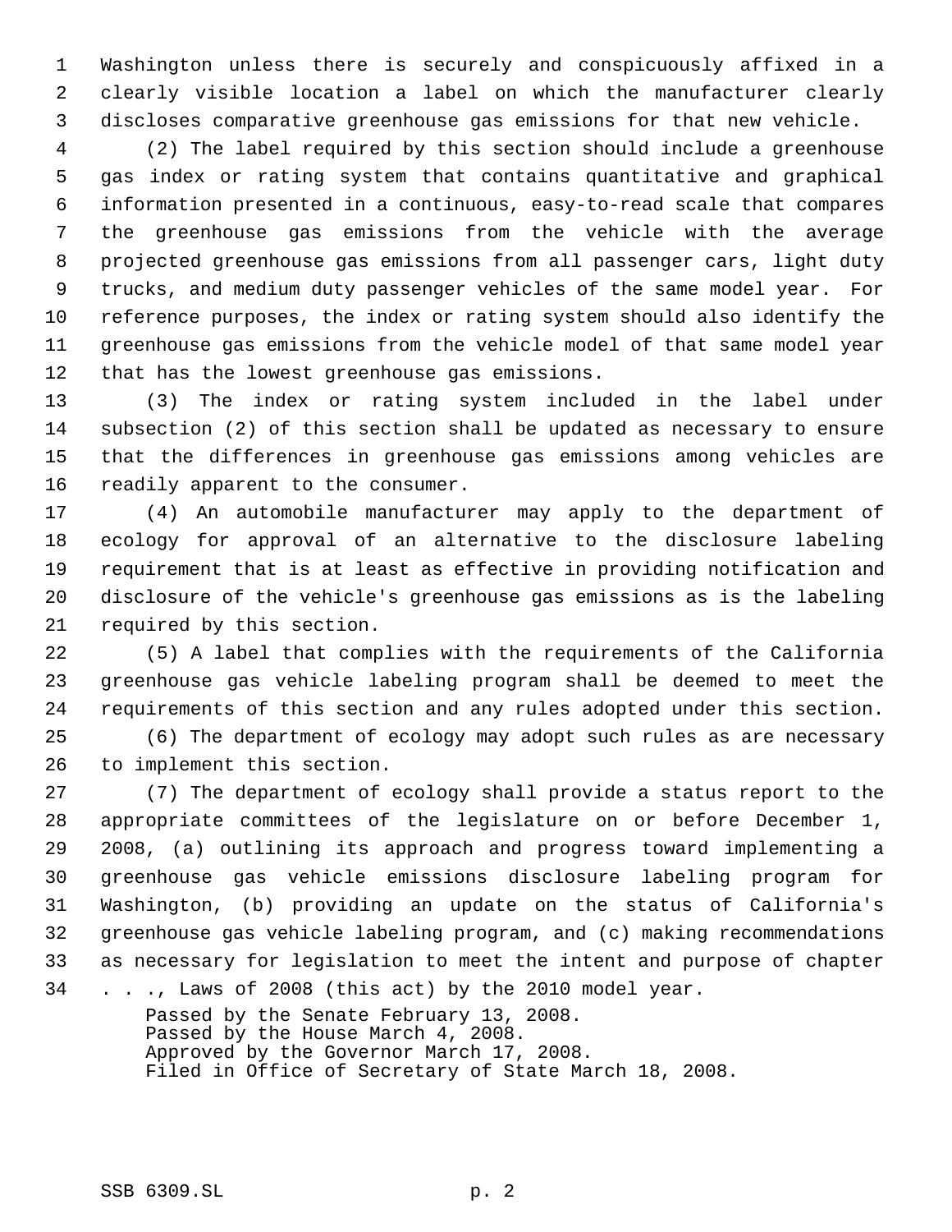Washington unless there is securely and conspicuously affixed in a clearly visible location a label on which the manufacturer clearly discloses comparative greenhouse gas emissions for that new vehicle.

(2) The label required by this section should include a greenhouse gas index or rating system that contains quantitative and graphical information presented in a continuous, easy-to-read scale that compares the greenhouse gas emissions from the vehicle with the average projected greenhouse gas emissions from all passenger cars, light duty trucks, and medium duty passenger vehicles of the same model year. For reference purposes, the index or rating system should also identify the greenhouse gas emissions from the vehicle model of that same model year that has the lowest greenhouse gas emissions.

(3) The index or rating system included in the label under subsection (2) of this section shall be updated as necessary to ensure that the differences in greenhouse gas emissions among vehicles are readily apparent to the consumer.

(4) An automobile manufacturer may apply to the department of ecology for approval of an alternative to the disclosure labeling requirement that is at least as effective in providing notification and disclosure of the vehicle's greenhouse gas emissions as is the labeling required by this section.

(5) A label that complies with the requirements of the California greenhouse gas vehicle labeling program shall be deemed to meet the requirements of this section and any rules adopted under this section.

(6) The department of ecology may adopt such rules as are necessary to implement this section.

(7) The department of ecology shall provide a status report to the appropriate committees of the legislature on or before December 1, 2008, (a) outlining its approach and progress toward implementing a greenhouse gas vehicle emissions disclosure labeling program for Washington, (b) providing an update on the status of California's greenhouse gas vehicle labeling program, and (c) making recommendations as necessary for legislation to meet the intent and purpose of chapter . . ., Laws of 2008 (this act) by the 2010 model year.

Passed by the Senate February 13, 2008.
Passed by the House March 4, 2008.
Approved by the Governor March 17, 2008.
Filed in Office of Secretary of State March 18, 2008.